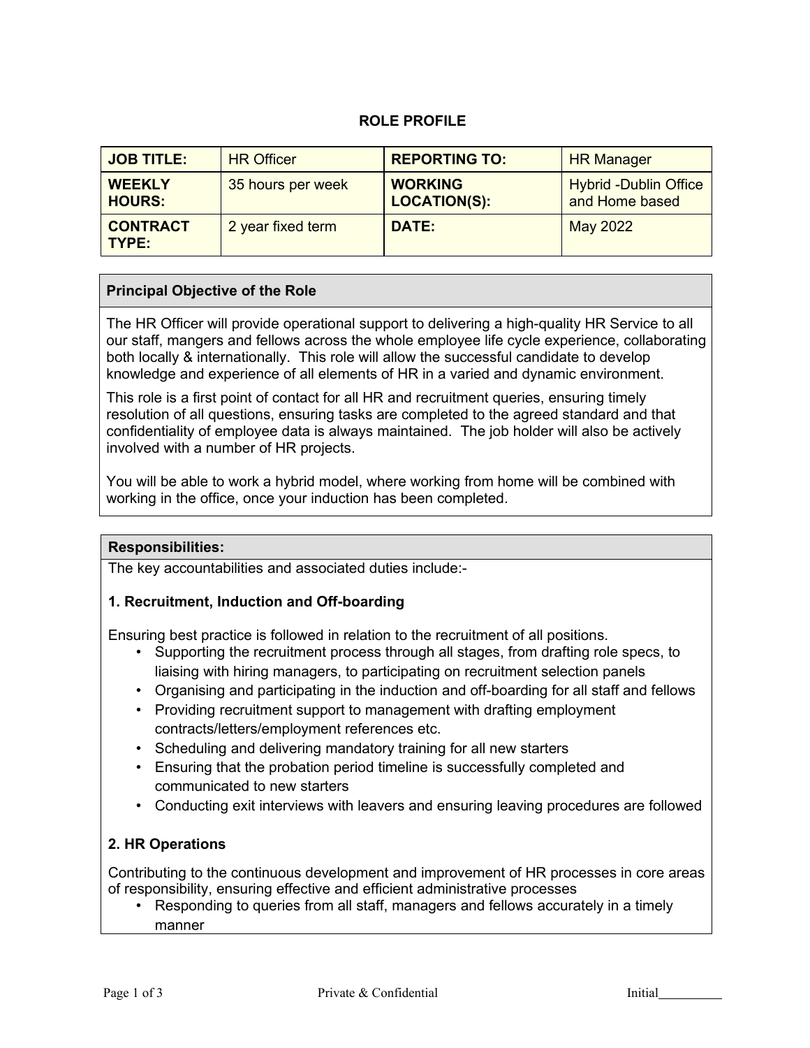# ROLE PROFILE

| JOB TITLE: | HR Officer | REPORTING TO: | HR Manager |
|---|---|---|---|
| **WEEKLY HOURS:** | 35 hours per week | **WORKING LOCATION(S):** | Hybrid -Dublin Office and Home based |
| **CONTRACT TYPE:** | 2 year fixed term | **DATE:** | May 2022 |

## Principal Objective of the Role

The HR Officer will provide operational support to delivering a high-quality HR Service to all our staff, mangers and fellows across the whole employee life cycle experience, collaborating both locally & internationally. This role will allow the successful candidate to develop knowledge and experience of all elements of HR in a varied and dynamic environment.

This role is a first point of contact for all HR and recruitment queries, ensuring timely resolution of all questions, ensuring tasks are completed to the agreed standard and that confidentiality of employee data is always maintained. The job holder will also be actively involved with a number of HR projects.

You will be able to work a hybrid model, where working from home will be combined with working in the office, once your induction has been completed.

## Responsibilities:

The key accountabilities and associated duties include:-

### 1. Recruitment, Induction and Off-boarding

Ensuring best practice is followed in relation to the recruitment of all positions.

- Supporting the recruitment process through all stages, from drafting role specs, to liaising with hiring managers, to participating on recruitment selection panels
- Organising and participating in the induction and off-boarding for all staff and fellows
- Providing recruitment support to management with drafting employment contracts/letters/employment references etc.
- Scheduling and delivering mandatory training for all new starters
- Ensuring that the probation period timeline is successfully completed and communicated to new starters
- Conducting exit interviews with leavers and ensuring leaving procedures are followed

### 2. HR Operations

Contributing to the continuous development and improvement of HR processes in core areas of responsibility, ensuring effective and efficient administrative processes

- Responding to queries from all staff, managers and fellows accurately in a timely manner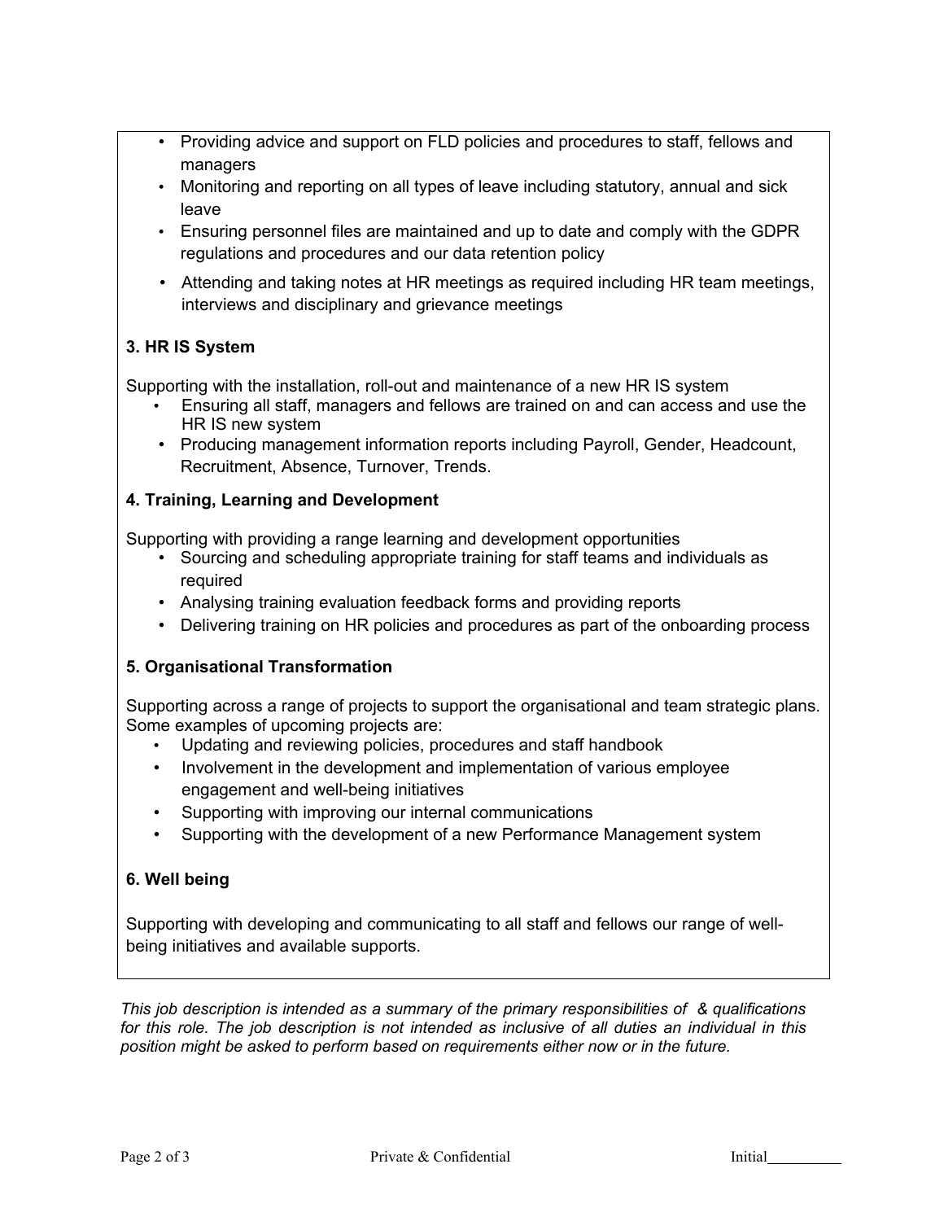- Providing advice and support on FLD policies and procedures to staff, fellows and managers
- Monitoring and reporting on all types of leave including statutory, annual and sick leave
- Ensuring personnel files are maintained and up to date and comply with the GDPR regulations and procedures and our data retention policy
- Attending and taking notes at HR meetings as required including HR team meetings, interviews and disciplinary and grievance meetings

**3. HR IS System**

Supporting with the installation, roll-out and maintenance of a new HR IS system

- Ensuring all staff, managers and fellows are trained on and can access and use the HR IS new system
- Producing management information reports including Payroll, Gender, Headcount, Recruitment, Absence, Turnover, Trends.

**4. Training, Learning and Development**

Supporting with providing a range learning and development opportunities

- Sourcing and scheduling appropriate training for staff teams and individuals as required
- Analysing training evaluation feedback forms and providing reports
- Delivering training on HR policies and procedures as part of the onboarding process

**5. Organisational Transformation**

Supporting across a range of projects to support the organisational and team strategic plans. Some examples of upcoming projects are:

- Updating and reviewing policies, procedures and staff handbook
- Involvement in the development and implementation of various employee engagement and well-being initiatives
- Supporting with improving our internal communications
- Supporting with the development of a new Performance Management system

**6. Well being**

Supporting with developing and communicating to all staff and fellows our range of well-being initiatives and available supports.

*This job description is intended as a summary of the primary responsibilities of & qualifications for this role. The job description is not intended as inclusive of all duties an individual in this position might be asked to perform based on requirements either now or in the future.*

Private & Confidential

Initial__________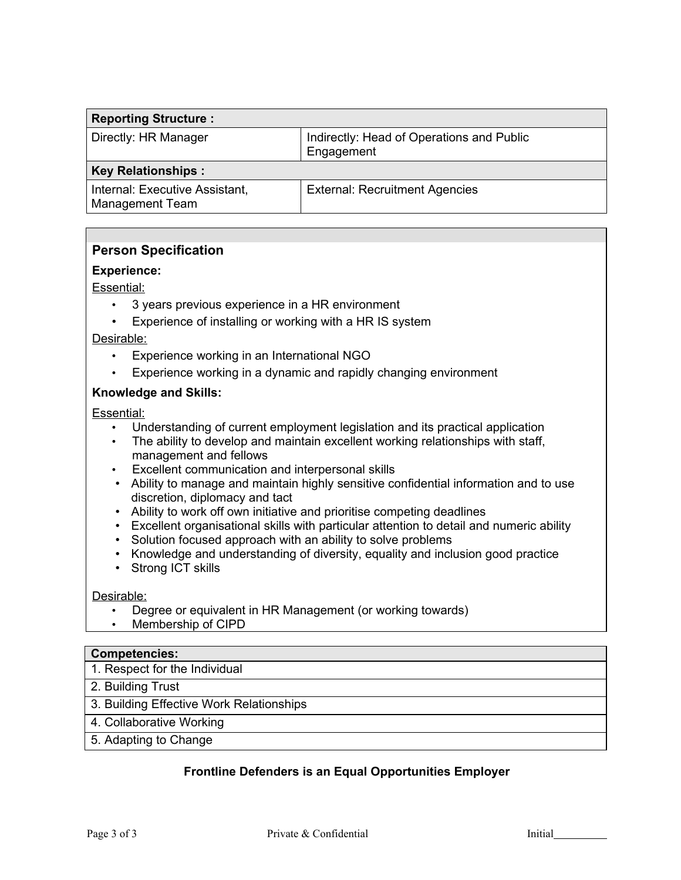| Reporting Structure : | |
|---|---|
| Directly: HR Manager | Indirectly: Head of Operations and Public Engagement |
| **Key Relationships :** | |
| Internal: Executive Assistant, Management Team | External: Recruitment Agencies |

## Person Specification

**Experience:**

Essential:

- 3 years previous experience in a HR environment
- Experience of installing or working with a HR IS system

Desirable:

- Experience working in an International NGO
- Experience working in a dynamic and rapidly changing environment

**Knowledge and Skills:**

Essential:

- Understanding of current employment legislation and its practical application
- The ability to develop and maintain excellent working relationships with staff, management and fellows
- Excellent communication and interpersonal skills
- Ability to manage and maintain highly sensitive confidential information and to use discretion, diplomacy and tact
- Ability to work off own initiative and prioritise competing deadlines
- Excellent organisational skills with particular attention to detail and numeric ability
- Solution focused approach with an ability to solve problems
- Knowledge and understanding of diversity, equality and inclusion good practice
- Strong ICT skills

Desirable:

- Degree or equivalent in HR Management (or working towards)
- Membership of CIPD

| Competencies: |
|---|
| 1. Respect for the Individual |
| 2. Building Trust |
| 3. Building Effective Work Relationships |
| 4. Collaborative Working |
| 5. Adapting to Change |

**Frontline Defenders is an Equal Opportunities Employer**

Private & Confidential

Initial__________